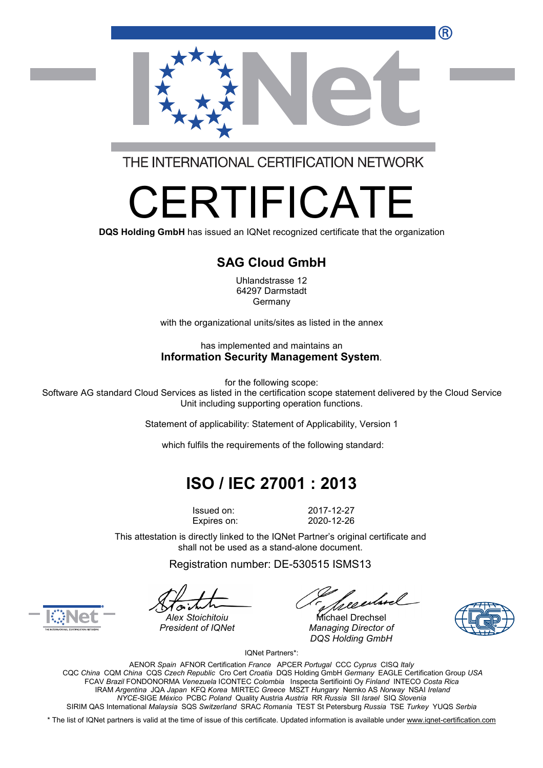THE INTERNATIONAL CERTIFICATION NETWORK

# CERTIFICATE

**DQS Holding GmbH** has issued an IQNet recognized certificate that the organization

## SAG Cloud GmbH

Uhlandstrasse 12
64297 Darmstadt
Germany

with the organizational units/sites as listed in the annex

has implemented and maintains an
**Information Security Management System**.

for the following scope:
Software AG standard Cloud Services as listed in the certification scope statement delivered by the Cloud Service Unit including supporting operation functions.

Statement of applicability: Statement of Applicability, Version 1

which fulfils the requirements of the following standard:

## ISO / IEC 27001 : 2013

Issued on: 2017-12-27
Expires on: 2020-12-26

This attestation is directly linked to the IQNet Partner's original certificate and shall not be used as a stand-alone document.

Registration number: DE-530515 ISMS13

*Alex Stoichitoiu*
*President of IQNet*

Michael Drechsel
*Managing Director of DQS Holding GmbH*

IQNet Partners*:

AENOR *Spain* AFNOR Certification *France* APCER *Portugal* CCC *Cyprus* CISQ *Italy*
CQC *China* CQM *China* CQS *Czech Republic* Cro Cert *Croatia* DQS Holding GmbH *Germany* EAGLE Certification Group *USA*
FCAV *Brazil* FONDONORMA *Venezuela* ICONTEC *Colombia* Inspecta Sertifiointi Oy *Finland* INTECO *Costa Rica*
IRAM *Argentina* JQA *Japan* KFQ *Korea* MIRTEC *Greece* MSZT *Hungary* Nemko AS *Norway* NSAI *Ireland*
*NYCE*-SIGE *México* PCBC *Poland* Quality Austria *Austria* RR *Russia* SII *Israel* SIQ *Slovenia*
SIRIM QAS International *Malaysia* SQS *Switzerland* SRAC *Romania* TEST St Petersburg *Russia* TSE *Turkey* YUQS *Serbia*

* The list of IQNet partners is valid at the time of issue of this certificate. Updated information is available under www.iqnet-certification.com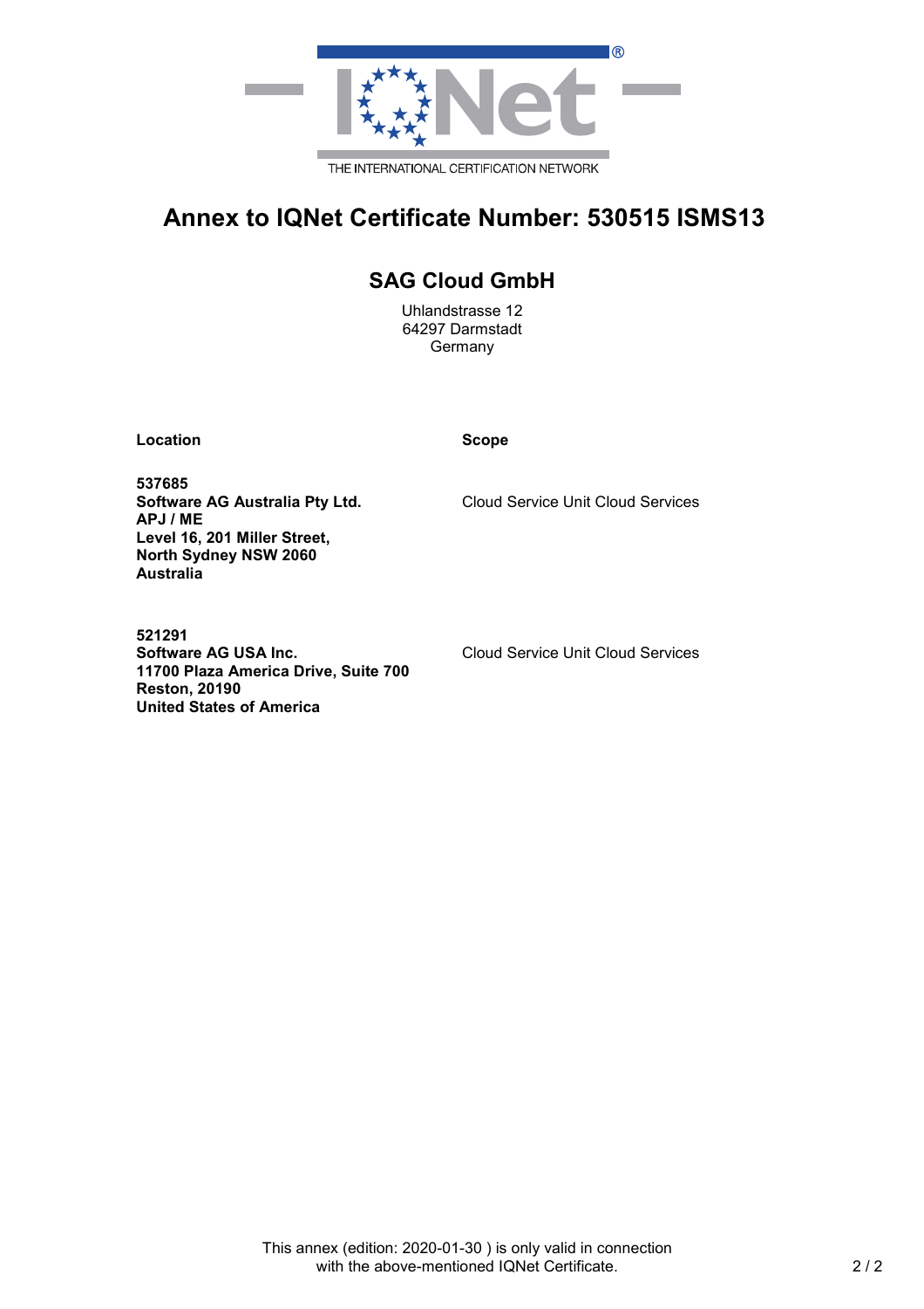IQNet

THE INTERNATIONAL CERTIFICATION NETWORK

# Annex to IQNet Certificate Number: 530515 ISMS13

## SAG Cloud GmbH

Uhlandstrasse 12
64297 Darmstadt
Germany

| Location | Scope |
|---|---|
| **537685**<br>**Software AG Australia Pty Ltd.**<br>**APJ / ME**<br>**Level 16, 201 Miller Street,**<br>**North Sydney NSW 2060**<br>**Australia** | Cloud Service Unit Cloud Services |
| **521291**<br>**Software AG USA Inc.**<br>**11700 Plaza America Drive, Suite 700**<br>**Reston, 20190**<br>**United States of America** | Cloud Service Unit Cloud Services |

This annex (edition: 2020-01-30 ) is only valid in connection with the above-mentioned IQNet Certificate.